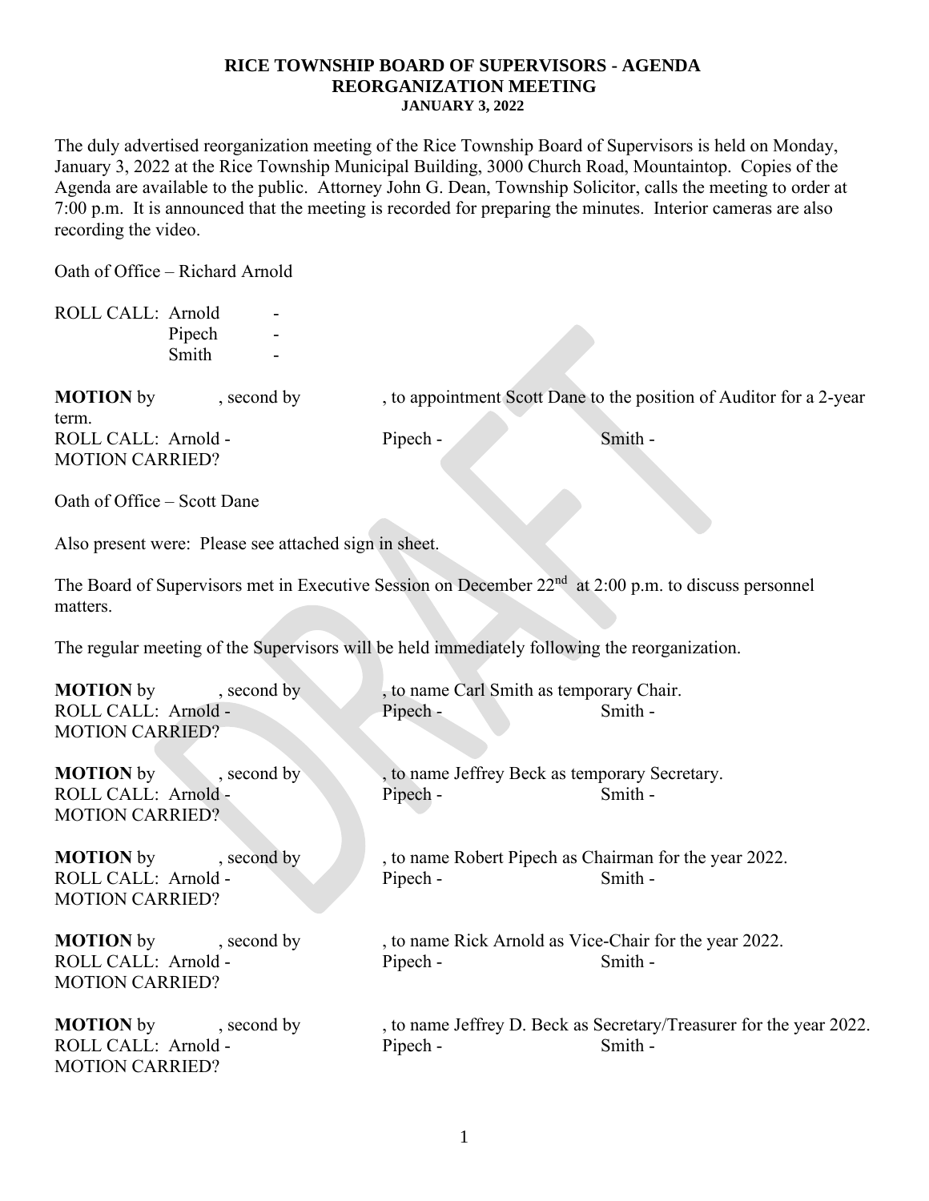**RICE TOWNSHIP BOARD OF SUPERVISORS - AGENDA**
**REORGANIZATION MEETING**
**JANUARY 3, 2022**

The duly advertised reorganization meeting of the Rice Township Board of Supervisors is held on Monday, January 3, 2022 at the Rice Township Municipal Building, 3000 Church Road, Mountaintop. Copies of the Agenda are available to the public. Attorney John G. Dean, Township Solicitor, calls the meeting to order at 7:00 p.m. It is announced that the meeting is recorded for preparing the minutes. Interior cameras are also recording the video.

Oath of Office – Richard Arnold

ROLL CALL: Arnold -
Pipech -
Smith -

**MOTION** by , second by , to appointment Scott Dane to the position of Auditor for a 2-year term.
ROLL CALL: Arnold - Pipech - Smith -
MOTION CARRIED?

Oath of Office – Scott Dane

Also present were: Please see attached sign in sheet.

The Board of Supervisors met in Executive Session on December 22nd at 2:00 p.m. to discuss personnel matters.

The regular meeting of the Supervisors will be held immediately following the reorganization.

**MOTION** by , second by , to name Carl Smith as temporary Chair.
ROLL CALL: Arnold - Pipech - Smith -
MOTION CARRIED?

**MOTION** by , second by , to name Jeffrey Beck as temporary Secretary.
ROLL CALL: Arnold - Pipech - Smith -
MOTION CARRIED?

**MOTION** by , second by , to name Robert Pipech as Chairman for the year 2022.
ROLL CALL: Arnold - Pipech - Smith -
MOTION CARRIED?

**MOTION** by , second by , to name Rick Arnold as Vice-Chair for the year 2022.
ROLL CALL: Arnold - Pipech - Smith -
MOTION CARRIED?

**MOTION** by , second by , to name Jeffrey D. Beck as Secretary/Treasurer for the year 2022.
ROLL CALL: Arnold - Pipech - Smith -
MOTION CARRIED?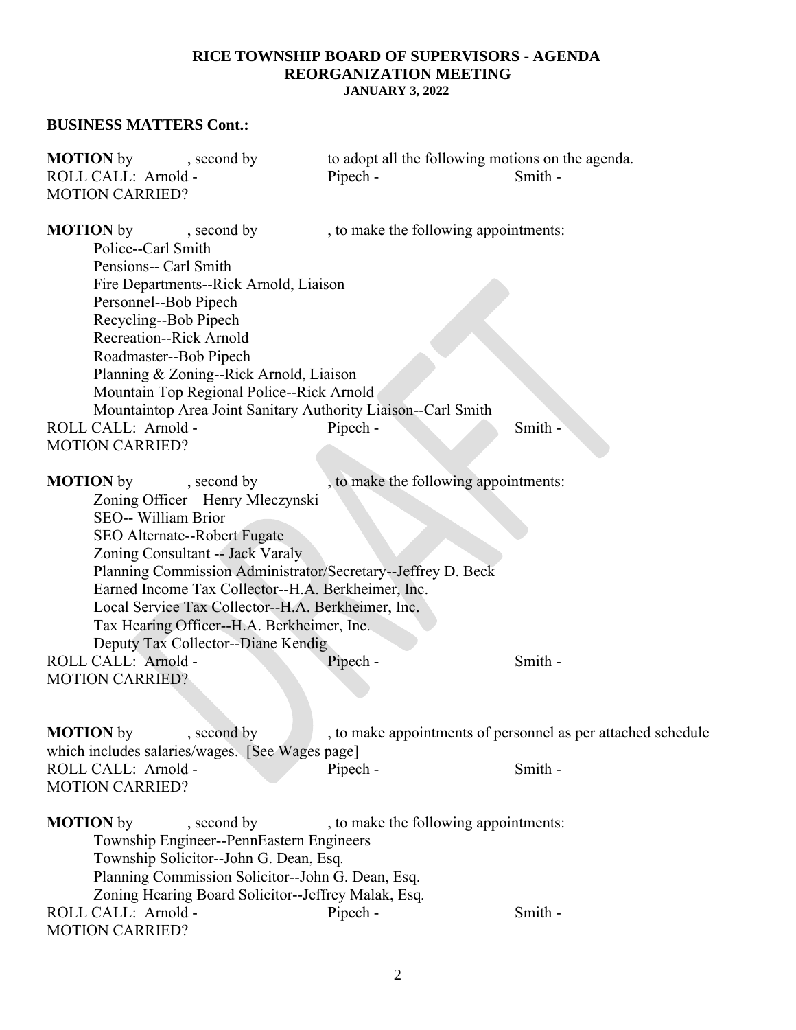**RICE TOWNSHIP BOARD OF SUPERVISORS - AGENDA**
**REORGANIZATION MEETING**
**JANUARY 3, 2022**

## BUSINESS MATTERS Cont.:

**MOTION** by , second by to adopt all the following motions on the agenda.
ROLL CALL: Arnold - Pipech - Smith -
MOTION CARRIED?

**MOTION** by , second by , to make the following appointments:

- Police--Carl Smith
- Pensions-- Carl Smith
- Fire Departments--Rick Arnold, Liaison
- Personnel--Bob Pipech
- Recycling--Bob Pipech
- Recreation--Rick Arnold
- Roadmaster--Bob Pipech
- Planning & Zoning--Rick Arnold, Liaison
- Mountain Top Regional Police--Rick Arnold
- Mountaintop Area Joint Sanitary Authority Liaison--Carl Smith

ROLL CALL: Arnold - Pipech - Smith -
MOTION CARRIED?

**MOTION** by , second by , to make the following appointments:

- Zoning Officer – Henry Mleczynski
- SEO-- William Brior
- SEO Alternate--Robert Fugate
- Zoning Consultant -- Jack Varaly
- Planning Commission Administrator/Secretary--Jeffrey D. Beck
- Earned Income Tax Collector--H.A. Berkheimer, Inc.
- Local Service Tax Collector--H.A. Berkheimer, Inc.
- Tax Hearing Officer--H.A. Berkheimer, Inc.
- Deputy Tax Collector--Diane Kendig

ROLL CALL: Arnold - Pipech - Smith -
MOTION CARRIED?

**MOTION** by , second by , to make appointments of personnel as per attached schedule which includes salaries/wages. [See Wages page]
ROLL CALL: Arnold - Pipech - Smith -
MOTION CARRIED?

**MOTION** by , second by , to make the following appointments:

- Township Engineer--PennEastern Engineers
- Township Solicitor--John G. Dean, Esq.
- Planning Commission Solicitor--John G. Dean, Esq.
- Zoning Hearing Board Solicitor--Jeffrey Malak, Esq.

ROLL CALL: Arnold - Pipech - Smith -
MOTION CARRIED?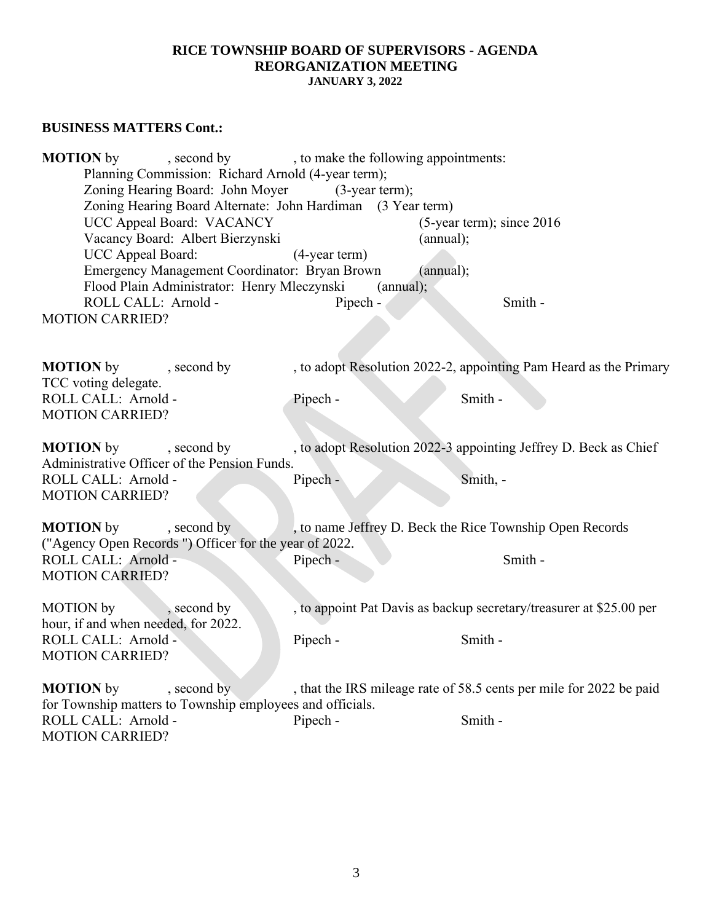**RICE TOWNSHIP BOARD OF SUPERVISORS - AGENDA**
**REORGANIZATION MEETING**
**JANUARY 3, 2022**

**BUSINESS MATTERS Cont.:**

**MOTION** by , second by , to make the following appointments:

Planning Commission: Richard Arnold (4-year term);
Zoning Hearing Board: John Moyer (3-year term);
Zoning Hearing Board Alternate: John Hardiman (3 Year term)
UCC Appeal Board: VACANCY (5-year term); since 2016
Vacancy Board: Albert Bierzynski (annual);
UCC Appeal Board: (4-year term)
Emergency Management Coordinator: Bryan Brown (annual);
Flood Plain Administrator: Henry Mleczynski (annual);
ROLL CALL: Arnold - Pipech - Smith -

MOTION CARRIED?

**MOTION** by , second by , to adopt Resolution 2022-2, appointing Pam Heard as the Primary TCC voting delegate.

ROLL CALL: Arnold - Pipech - Smith -
MOTION CARRIED?

**MOTION** by , second by , to adopt Resolution 2022-3 appointing Jeffrey D. Beck as Chief Administrative Officer of the Pension Funds.

ROLL CALL: Arnold - Pipech - Smith, -
MOTION CARRIED?

**MOTION** by , second by , to name Jeffrey D. Beck the Rice Township Open Records ("Agency Open Records ") Officer for the year of 2022.

ROLL CALL: Arnold - Pipech - Smith -
MOTION CARRIED?

MOTION by , second by , to appoint Pat Davis as backup secretary/treasurer at $25.00 per hour, if and when needed, for 2022.

ROLL CALL: Arnold - Pipech - Smith -
MOTION CARRIED?

**MOTION** by , second by , that the IRS mileage rate of 58.5 cents per mile for 2022 be paid for Township matters to Township employees and officials.

ROLL CALL: Arnold - Pipech - Smith -
MOTION CARRIED?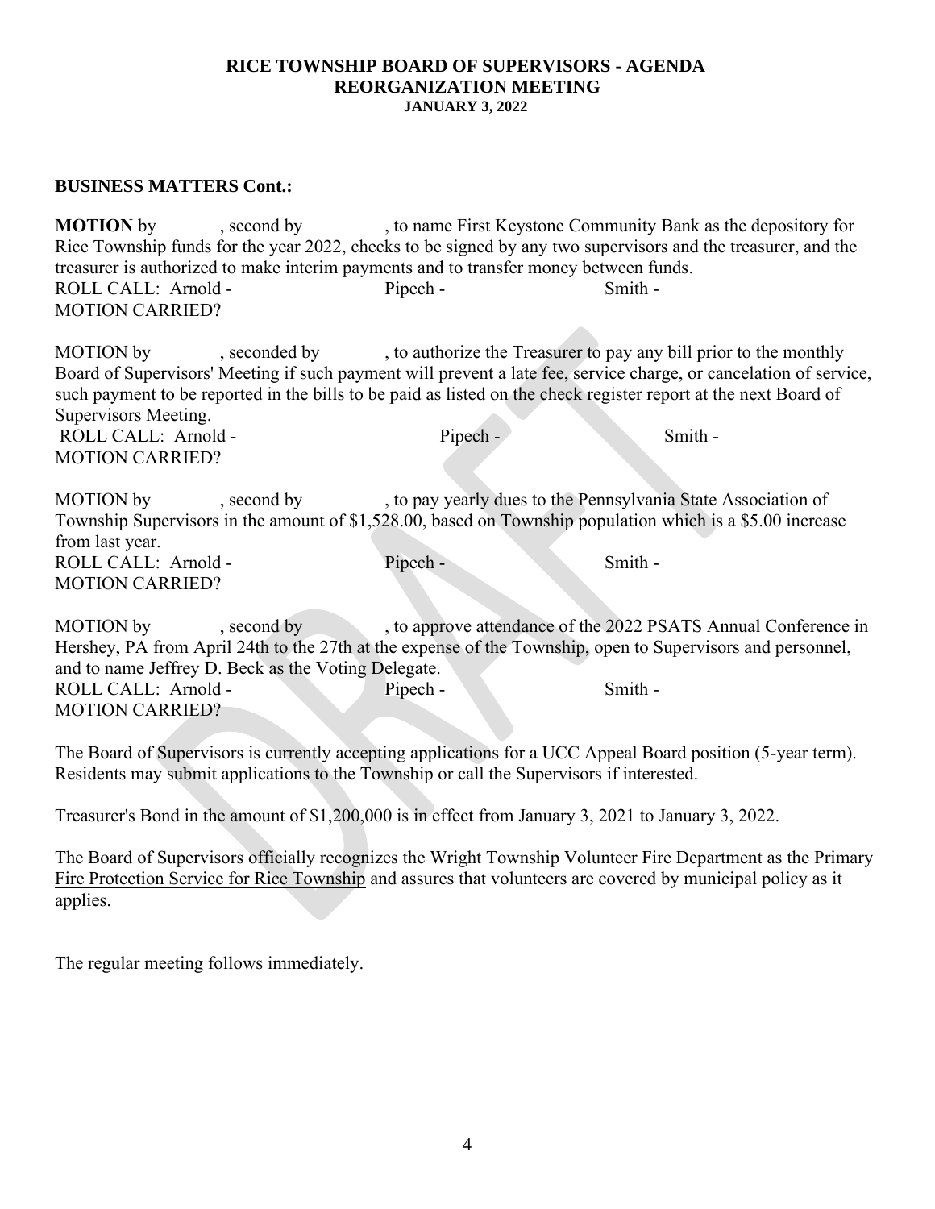**RICE TOWNSHIP BOARD OF SUPERVISORS - AGENDA**
**REORGANIZATION MEETING**
**JANUARY 3, 2022**

**BUSINESS MATTERS Cont.:**

**MOTION** by , second by , to name First Keystone Community Bank as the depository for Rice Township funds for the year 2022, checks to be signed by any two supervisors and the treasurer, and the treasurer is authorized to make interim payments and to transfer money between funds.
ROLL CALL: Arnold - Pipech - Smith -
MOTION CARRIED?

MOTION by , seconded by , to authorize the Treasurer to pay any bill prior to the monthly Board of Supervisors' Meeting if such payment will prevent a late fee, service charge, or cancelation of service, such payment to be reported in the bills to be paid as listed on the check register report at the next Board of Supervisors Meeting.
ROLL CALL: Arnold - Pipech - Smith -
MOTION CARRIED?

MOTION by , second by , to pay yearly dues to the Pennsylvania State Association of Township Supervisors in the amount of $1,528.00, based on Township population which is a $5.00 increase from last year.
ROLL CALL: Arnold - Pipech - Smith -
MOTION CARRIED?

MOTION by , second by , to approve attendance of the 2022 PSATS Annual Conference in Hershey, PA from April 24th to the 27th at the expense of the Township, open to Supervisors and personnel, and to name Jeffrey D. Beck as the Voting Delegate.
ROLL CALL: Arnold - Pipech - Smith -
MOTION CARRIED?

The Board of Supervisors is currently accepting applications for a UCC Appeal Board position (5-year term). Residents may submit applications to the Township or call the Supervisors if interested.

Treasurer's Bond in the amount of $1,200,000 is in effect from January 3, 2021 to January 3, 2022.

The Board of Supervisors officially recognizes the Wright Township Volunteer Fire Department as the Primary Fire Protection Service for Rice Township and assures that volunteers are covered by municipal policy as it applies.

The regular meeting follows immediately.